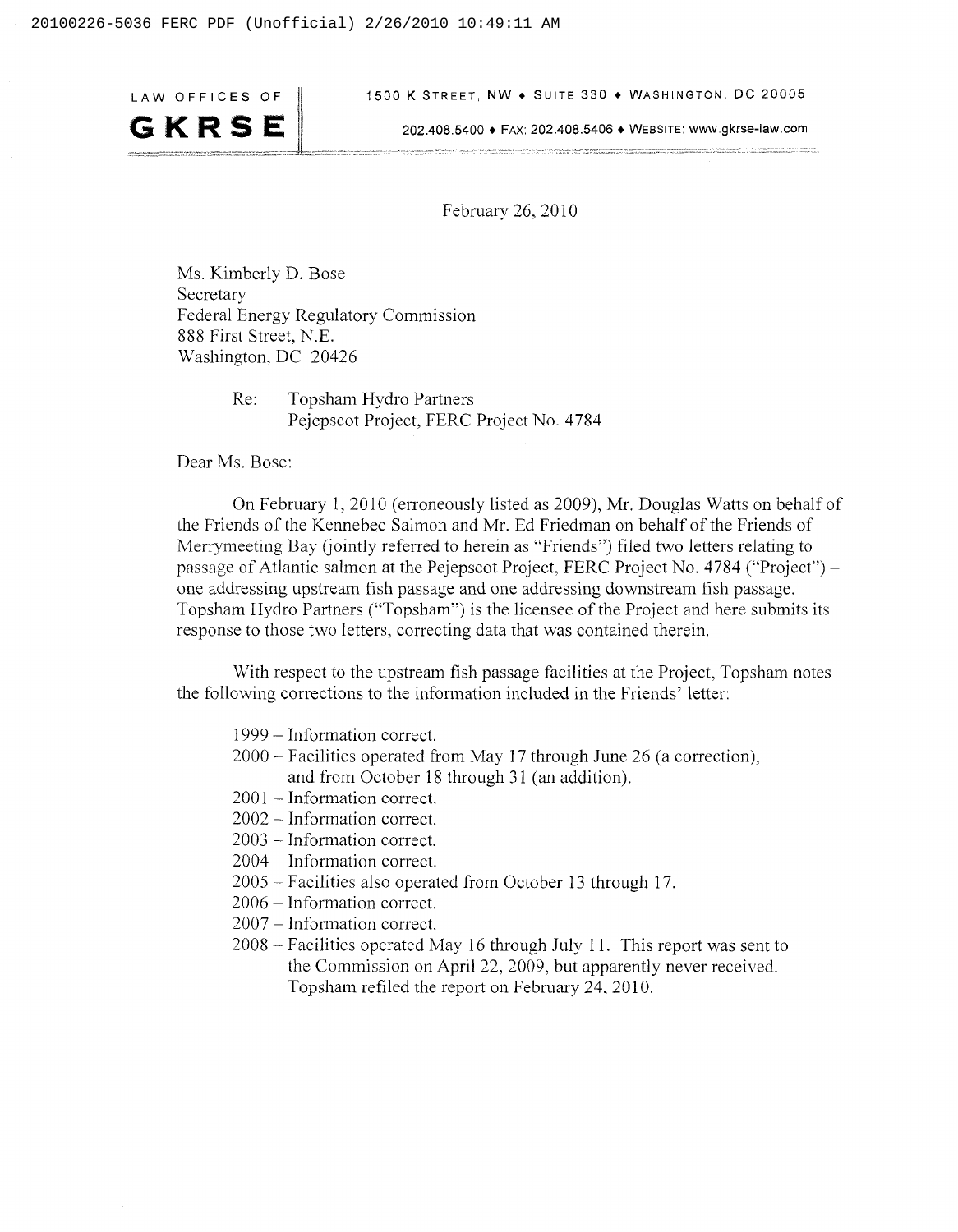LAW OFFICES OF
**GKRSE**

1500 K STREET, NW ♦ SUITE 330 ♦ WASHINGTON, DC 20005

202.408.5400 ♦ FAX: 202.408.5406 ♦ WEBSITE: www.gkrse-law.com

February 26, 2010

Ms. Kimberly D. Bose
Secretary
Federal Energy Regulatory Commission
888 First Street, N.E.
Washington, DC 20426

Re: Topsham Hydro Partners
Pejepscot Project, FERC Project No. 4784

Dear Ms. Bose:

On February 1, 2010 (erroneously listed as 2009), Mr. Douglas Watts on behalf of the Friends of the Kennebec Salmon and Mr. Ed Friedman on behalf of the Friends of Merrymeeting Bay (jointly referred to herein as "Friends") filed two letters relating to passage of Atlantic salmon at the Pejepscot Project, FERC Project No. 4784 ("Project") – one addressing upstream fish passage and one addressing downstream fish passage. Topsham Hydro Partners ("Topsham") is the licensee of the Project and here submits its response to those two letters, correcting data that was contained therein.

With respect to the upstream fish passage facilities at the Project, Topsham notes the following corrections to the information included in the Friends' letter:

- 1999 – Information correct.
- 2000 – Facilities operated from May 17 through June 26 (a correction), and from October 18 through 31 (an addition).
- 2001 – Information correct.
- 2002 – Information correct.
- 2003 – Information correct.
- 2004 – Information correct.
- 2005 – Facilities also operated from October 13 through 17.
- 2006 – Information correct.
- 2007 – Information correct.
- 2008 – Facilities operated May 16 through July 11. This report was sent to the Commission on April 22, 2009, but apparently never received. Topsham refiled the report on February 24, 2010.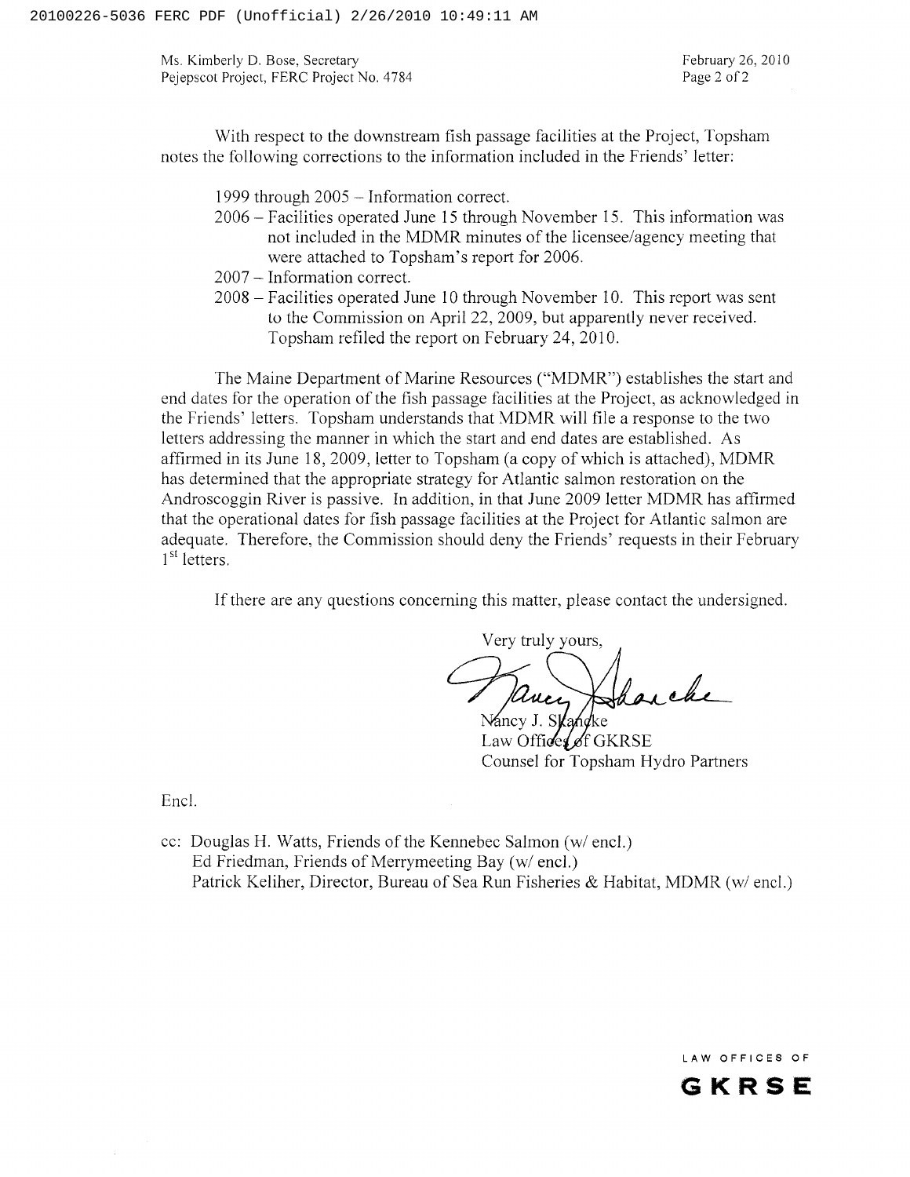With respect to the downstream fish passage facilities at the Project, Topsham notes the following corrections to the information included in the Friends' letter:

1999 through 2005 – Information correct.

2006 – Facilities operated June 15 through November 15. This information was not included in the MDMR minutes of the licensee/agency meeting that were attached to Topsham's report for 2006.

2007 – Information correct.

2008 – Facilities operated June 10 through November 10. This report was sent to the Commission on April 22, 2009, but apparently never received. Topsham refiled the report on February 24, 2010.

The Maine Department of Marine Resources ("MDMR") establishes the start and end dates for the operation of the fish passage facilities at the Project, as acknowledged in the Friends' letters. Topsham understands that MDMR will file a response to the two letters addressing the manner in which the start and end dates are established. As affirmed in its June 18, 2009, letter to Topsham (a copy of which is attached), MDMR has determined that the appropriate strategy for Atlantic salmon restoration on the Androscoggin River is passive. In addition, in that June 2009 letter MDMR has affirmed that the operational dates for fish passage facilities at the Project for Atlantic salmon are adequate. Therefore, the Commission should deny the Friends' requests in their February 1st letters.

If there are any questions concerning this matter, please contact the undersigned.

Very truly yours,

Nancy J. Skancke
Law Offices of GKRSE
Counsel for Topsham Hydro Partners

Encl.

cc: Douglas H. Watts, Friends of the Kennebec Salmon (w/ encl.)
Ed Friedman, Friends of Merrymeeting Bay (w/ encl.)
Patrick Keliher, Director, Bureau of Sea Run Fisheries & Habitat, MDMR (w/ encl.)

LAW OFFICES OF
**GKRSE**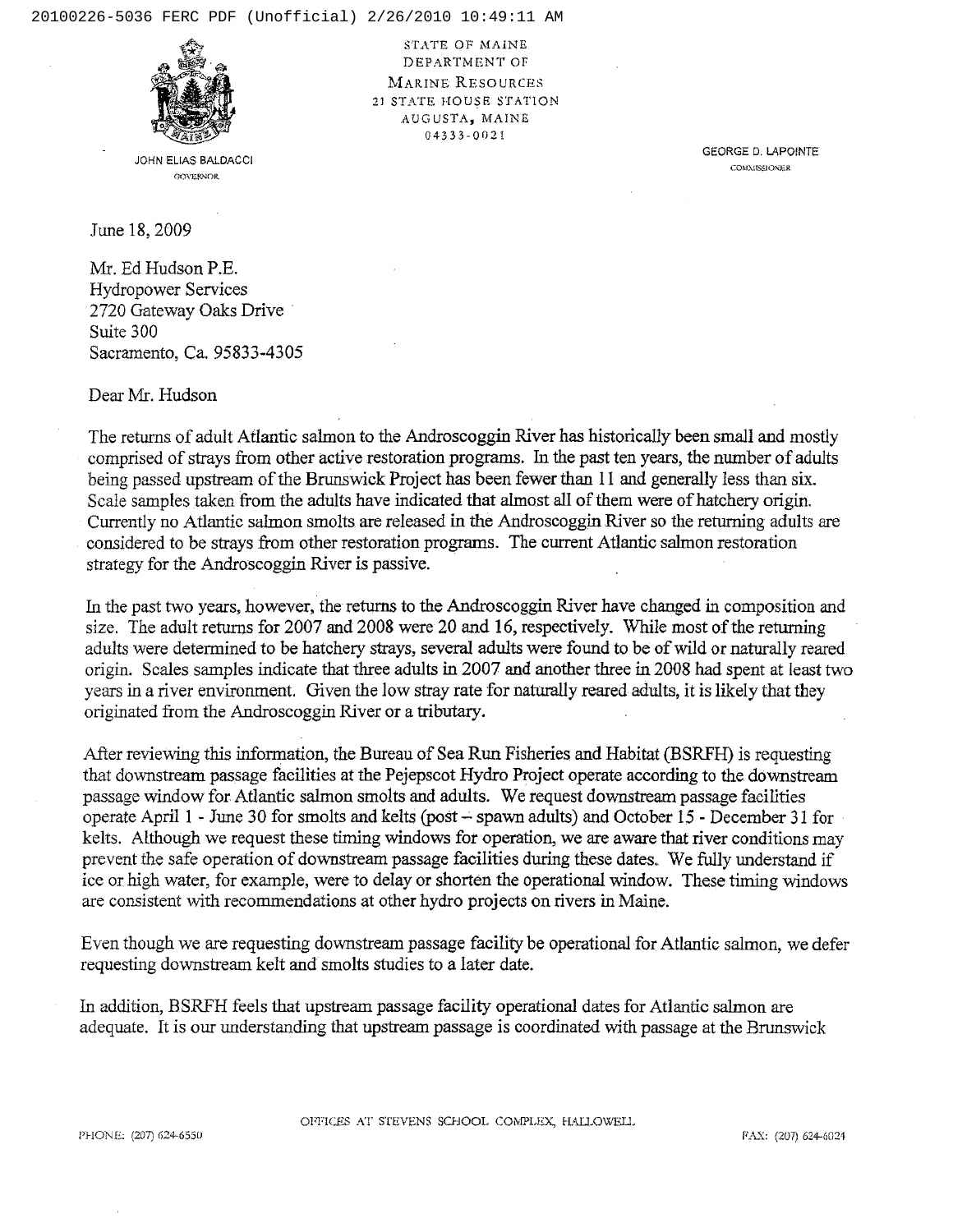STATE OF MAINE
DEPARTMENT OF
MARINE RESOURCES
21 STATE HOUSE STATION
AUGUSTA, MAINE
04333-0021

JOHN ELIAS BALDACCI
GOVERNOR

GEORGE D. LAPOINTE
COMMISSIONER

June 18, 2009

Mr. Ed Hudson P.E.
Hydropower Services
2720 Gateway Oaks Drive
Suite 300
Sacramento, Ca. 95833-4305

Dear Mr. Hudson

The returns of adult Atlantic salmon to the Androscoggin River has historically been small and mostly comprised of strays from other active restoration programs. In the past ten years, the number of adults being passed upstream of the Brunswick Project has been fewer than 11 and generally less than six. Scale samples taken from the adults have indicated that almost all of them were of hatchery origin. Currently no Atlantic salmon smolts are released in the Androscoggin River so the returning adults are considered to be strays from other restoration programs. The current Atlantic salmon restoration strategy for the Androscoggin River is passive.

In the past two years, however, the returns to the Androscoggin River have changed in composition and size. The adult returns for 2007 and 2008 were 20 and 16, respectively. While most of the returning adults were determined to be hatchery strays, several adults were found to be of wild or naturally reared origin. Scales samples indicate that three adults in 2007 and another three in 2008 had spent at least two years in a river environment. Given the low stray rate for naturally reared adults, it is likely that they originated from the Androscoggin River or a tributary.

After reviewing this information, the Bureau of Sea Run Fisheries and Habitat (BSRFH) is requesting that downstream passage facilities at the Pejepscot Hydro Project operate according to the downstream passage window for Atlantic salmon smolts and adults. We request downstream passage facilities operate April 1 - June 30 for smolts and kelts (post – spawn adults) and October 15 - December 31 for kelts. Although we request these timing windows for operation, we are aware that river conditions may prevent the safe operation of downstream passage facilities during these dates. We fully understand if ice or high water, for example, were to delay or shorten the operational window. These timing windows are consistent with recommendations at other hydro projects on rivers in Maine.

Even though we are requesting downstream passage facility be operational for Atlantic salmon, we defer requesting downstream kelt and smolts studies to a later date.

In addition, BSRFH feels that upstream passage facility operational dates for Atlantic salmon are adequate. It is our understanding that upstream passage is coordinated with passage at the Brunswick

OFFICES AT STEVENS SCHOOL COMPLEX, HALLOWELL

PHONE: (207) 624-6550 FAX: (207) 624-6024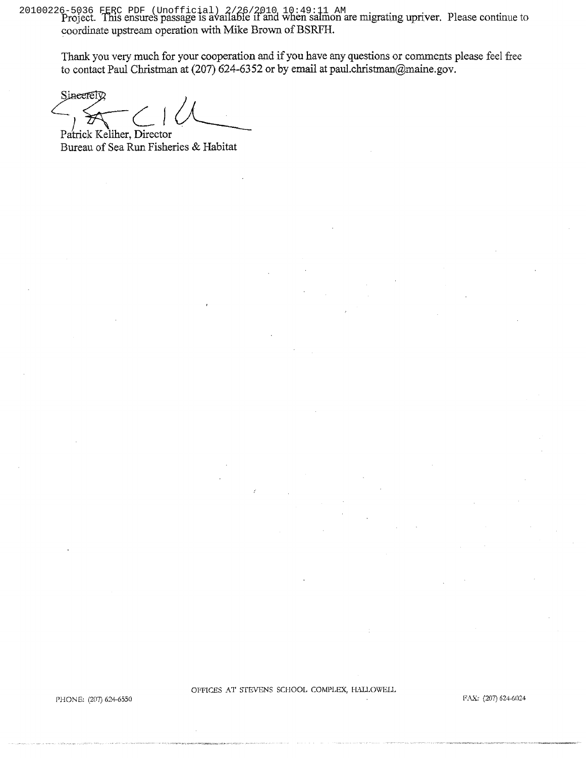Project. This ensures passage is available if and when salmon are migrating upriver. Please continue to coordinate upstream operation with Mike Brown of BSRFH.

Thank you very much for your cooperation and if you have any questions or comments please feel free to contact Paul Christman at (207) 624-6352 or by email at paul.christman@maine.gov.

Sincerely,

Patrick Keliher, Director
Bureau of Sea Run Fisheries & Habitat

PHONE: (207) 624-6550 OFFICES AT STEVENS SCHOOL COMPLEX, HALLOWELL FAX: (207) 624-6024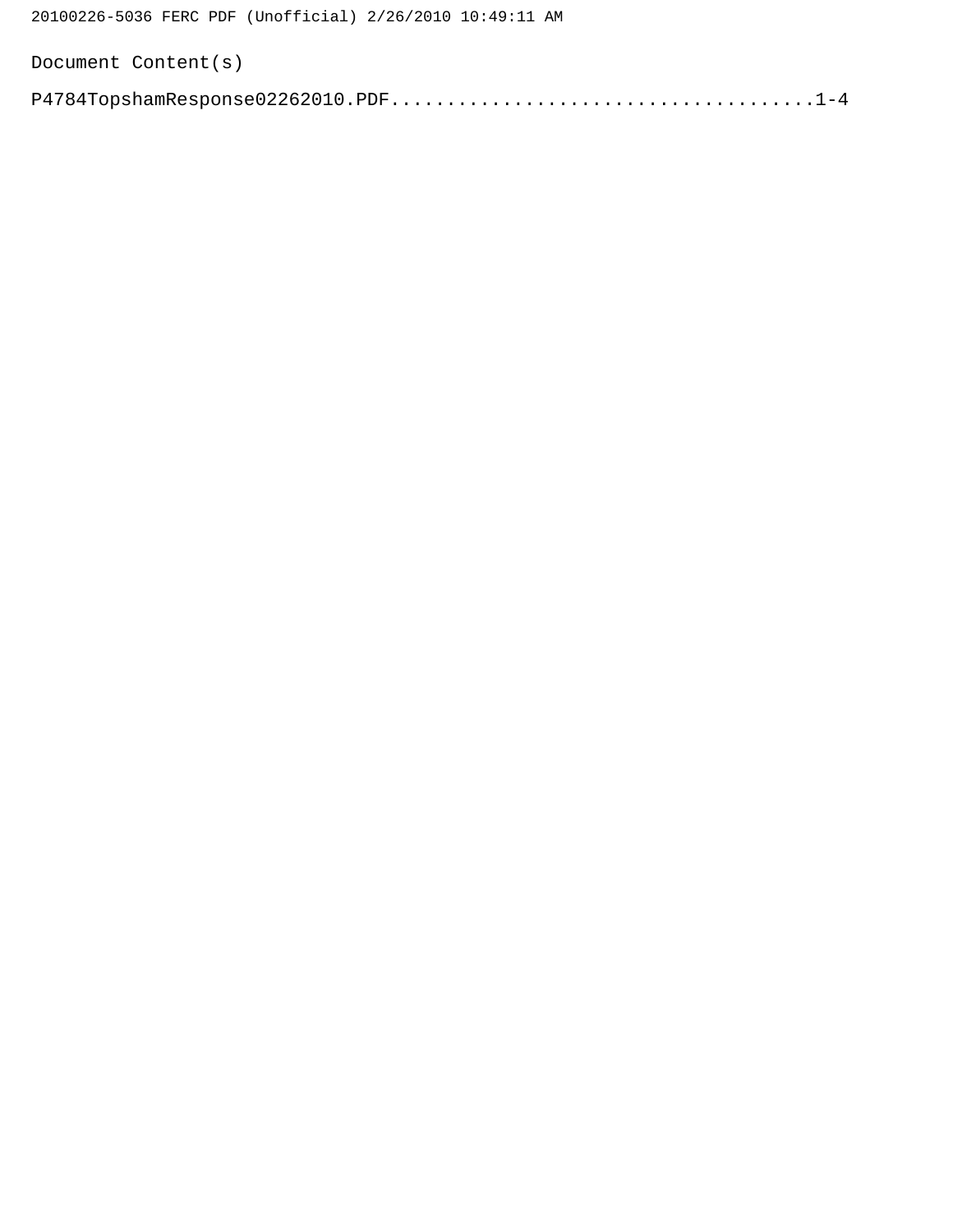Document Content(s)

P4784TopshamResponse02262010.PDF.......................................1-4